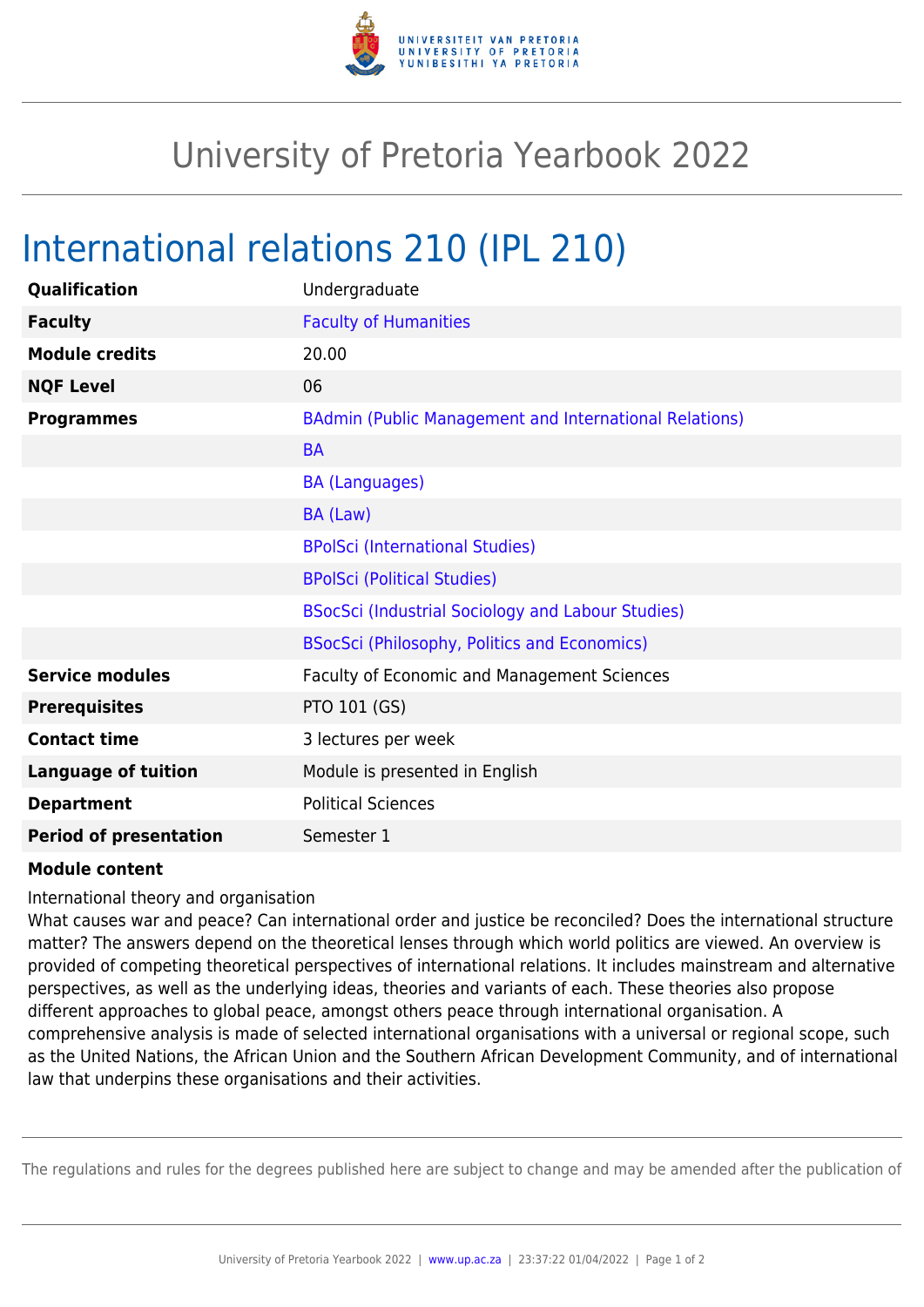# University of Pretoria Yearbook 2022

## International relations 210 (IPL 210)

| | |
|---|---|
| **Qualification** | Undergraduate |
| **Faculty** | Faculty of Humanities |
| **Module credits** | 20.00 |
| **NQF Level** | 06 |
| **Programmes** | BAdmin (Public Management and International Relations) |
| | BA |
| | BA (Languages) |
| | BA (Law) |
| | BPolSci (International Studies) |
| | BPolSci (Political Studies) |
| | BSocSci (Industrial Sociology and Labour Studies) |
| | BSocSci (Philosophy, Politics and Economics) |
| **Service modules** | Faculty of Economic and Management Sciences |
| **Prerequisites** | PTO 101 (GS) |
| **Contact time** | 3 lectures per week |
| **Language of tuition** | Module is presented in English |
| **Department** | Political Sciences |
| **Period of presentation** | Semester 1 |

**Module content**

International theory and organisation
What causes war and peace? Can international order and justice be reconciled? Does the international structure matter? The answers depend on the theoretical lenses through which world politics are viewed. An overview is provided of competing theoretical perspectives of international relations. It includes mainstream and alternative perspectives, as well as the underlying ideas, theories and variants of each. These theories also propose different approaches to global peace, amongst others peace through international organisation. A comprehensive analysis is made of selected international organisations with a universal or regional scope, such as the United Nations, the African Union and the Southern African Development Community, and of international law that underpins these organisations and their activities.

The regulations and rules for the degrees published here are subject to change and may be amended after the publication of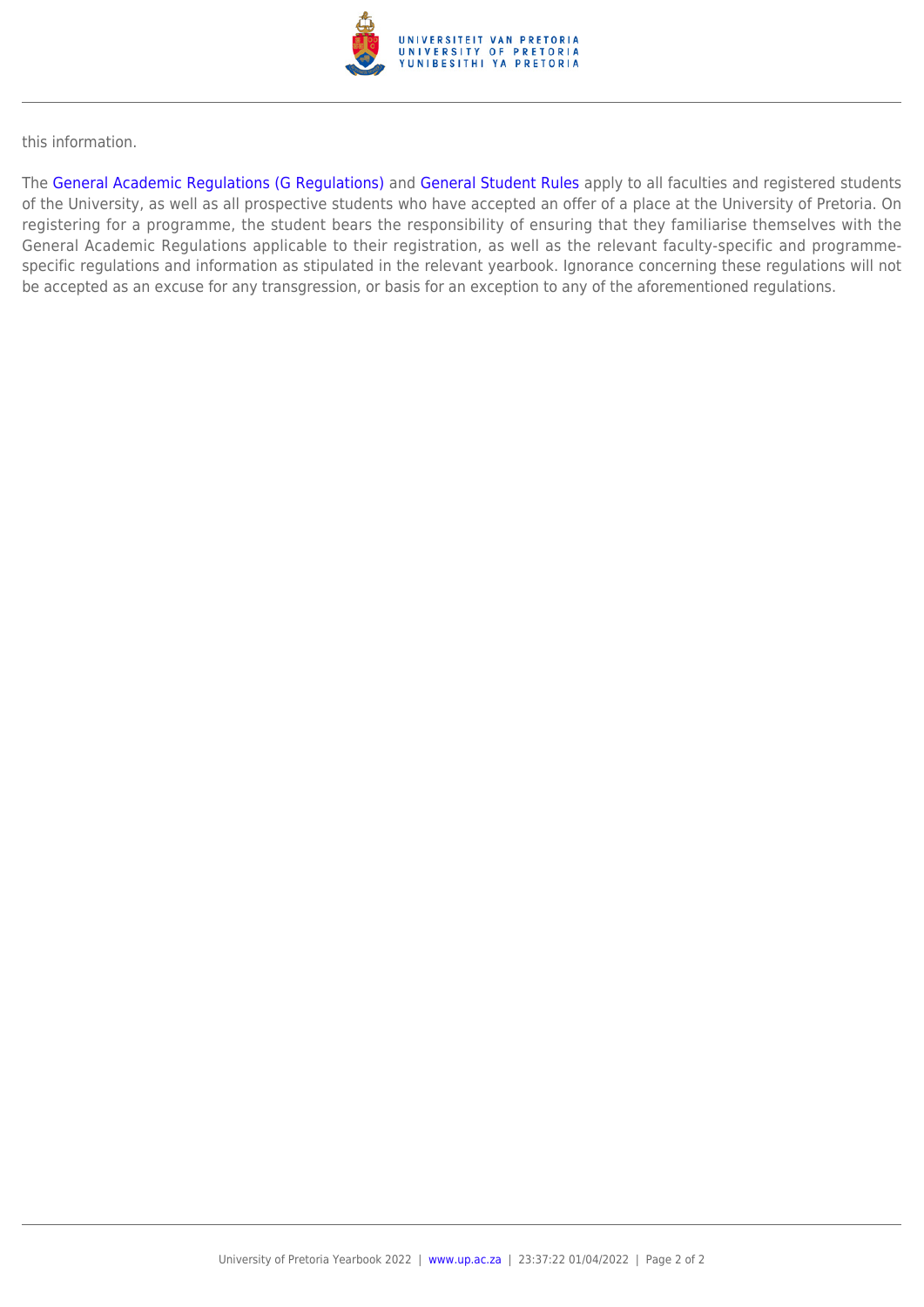this information.

The General Academic Regulations (G Regulations) and General Student Rules apply to all faculties and registered students of the University, as well as all prospective students who have accepted an offer of a place at the University of Pretoria. On registering for a programme, the student bears the responsibility of ensuring that they familiarise themselves with the General Academic Regulations applicable to their registration, as well as the relevant faculty-specific and programme-specific regulations and information as stipulated in the relevant yearbook. Ignorance concerning these regulations will not be accepted as an excuse for any transgression, or basis for an exception to any of the aforementioned regulations.